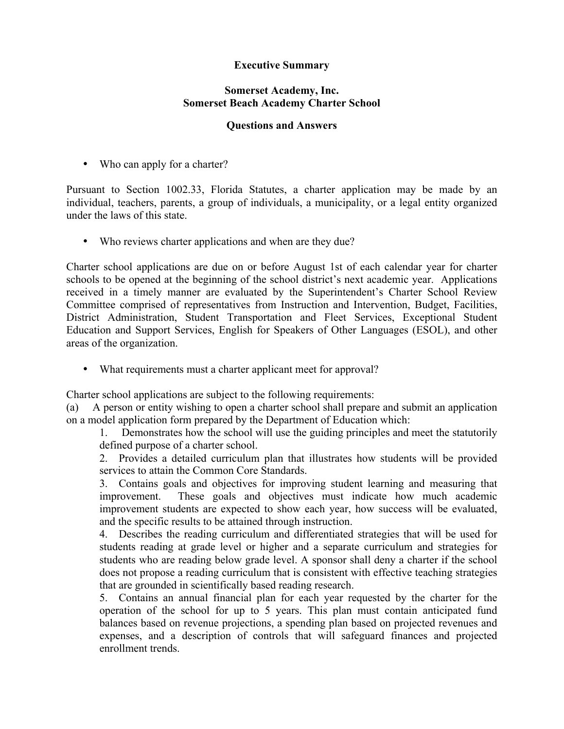# Executive Summary

## Somerset Academy, Inc.
## Somerset Beach Academy Charter School

## Questions and Answers

- Who can apply for a charter?

Pursuant to Section 1002.33, Florida Statutes, a charter application may be made by an individual, teachers, parents, a group of individuals, a municipality, or a legal entity organized under the laws of this state.

- Who reviews charter applications and when are they due?

Charter school applications are due on or before August 1st of each calendar year for charter schools to be opened at the beginning of the school district's next academic year. Applications received in a timely manner are evaluated by the Superintendent's Charter School Review Committee comprised of representatives from Instruction and Intervention, Budget, Facilities, District Administration, Student Transportation and Fleet Services, Exceptional Student Education and Support Services, English for Speakers of Other Languages (ESOL), and other areas of the organization.

- What requirements must a charter applicant meet for approval?

Charter school applications are subject to the following requirements:

(a) A person or entity wishing to open a charter school shall prepare and submit an application on a model application form prepared by the Department of Education which:

1. Demonstrates how the school will use the guiding principles and meet the statutorily defined purpose of a charter school.
2. Provides a detailed curriculum plan that illustrates how students will be provided services to attain the Common Core Standards.
3. Contains goals and objectives for improving student learning and measuring that improvement. These goals and objectives must indicate how much academic improvement students are expected to show each year, how success will be evaluated, and the specific results to be attained through instruction.
4. Describes the reading curriculum and differentiated strategies that will be used for students reading at grade level or higher and a separate curriculum and strategies for students who are reading below grade level. A sponsor shall deny a charter if the school does not propose a reading curriculum that is consistent with effective teaching strategies that are grounded in scientifically based reading research.
5. Contains an annual financial plan for each year requested by the charter for the operation of the school for up to 5 years. This plan must contain anticipated fund balances based on revenue projections, a spending plan based on projected revenues and expenses, and a description of controls that will safeguard finances and projected enrollment trends.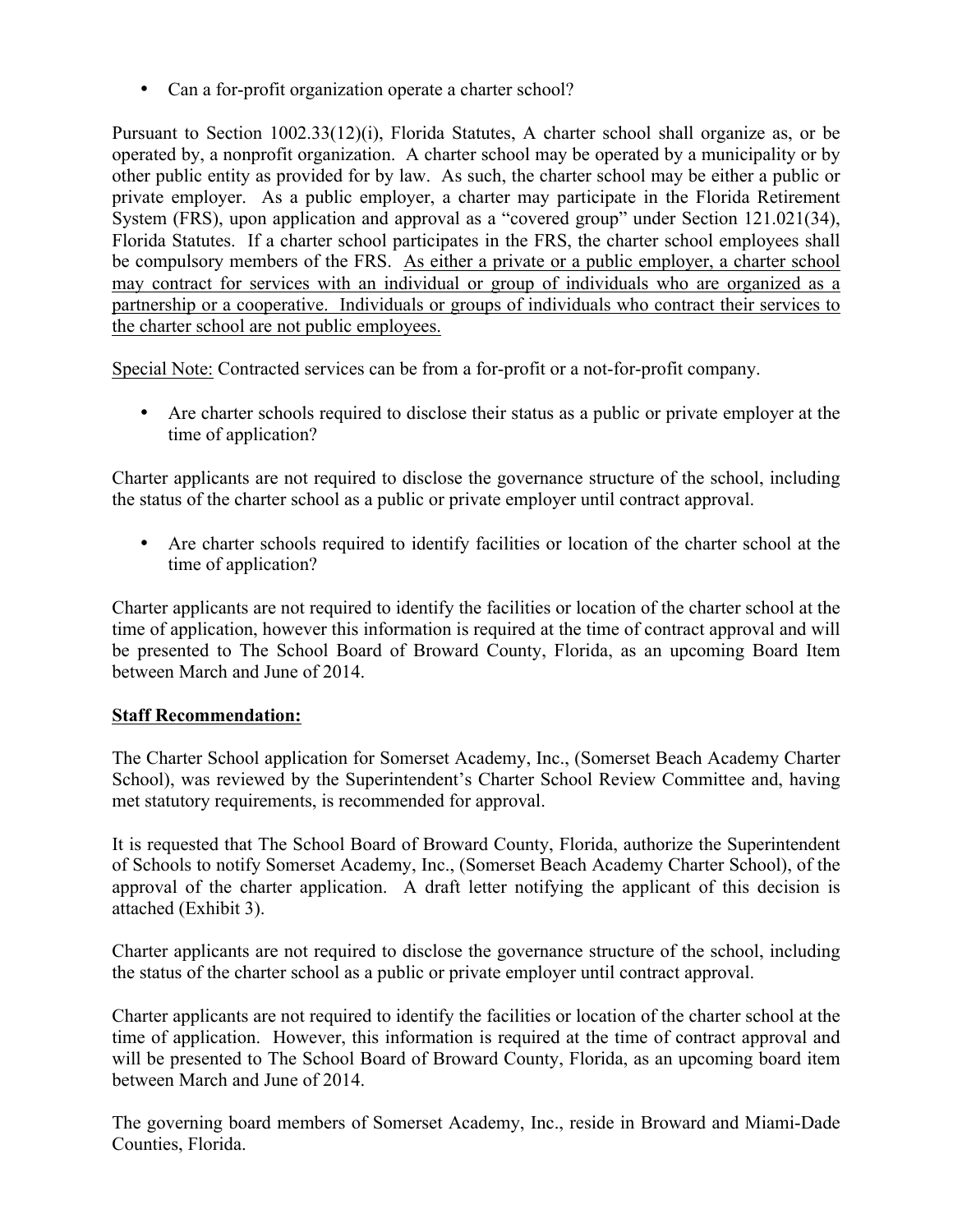- Can a for-profit organization operate a charter school?

Pursuant to Section 1002.33(12)(i), Florida Statutes, A charter school shall organize as, or be operated by, a nonprofit organization. A charter school may be operated by a municipality or by other public entity as provided for by law. As such, the charter school may be either a public or private employer. As a public employer, a charter may participate in the Florida Retirement System (FRS), upon application and approval as a "covered group" under Section 121.021(34), Florida Statutes. If a charter school participates in the FRS, the charter school employees shall be compulsory members of the FRS. <u>As either a private or a public employer, a charter school may contract for services with an individual or group of individuals who are organized as a partnership or a cooperative. Individuals or groups of individuals who contract their services to the charter school are not public employees.</u>

<u>Special Note:</u> Contracted services can be from a for-profit or a not-for-profit company.

- Are charter schools required to disclose their status as a public or private employer at the time of application?

Charter applicants are not required to disclose the governance structure of the school, including the status of the charter school as a public or private employer until contract approval.

- Are charter schools required to identify facilities or location of the charter school at the time of application?

Charter applicants are not required to identify the facilities or location of the charter school at the time of application, however this information is required at the time of contract approval and will be presented to The School Board of Broward County, Florida, as an upcoming Board Item between March and June of 2014.

**<u>Staff Recommendation:</u>**

The Charter School application for Somerset Academy, Inc., (Somerset Beach Academy Charter School), was reviewed by the Superintendent's Charter School Review Committee and, having met statutory requirements, is recommended for approval.

It is requested that The School Board of Broward County, Florida, authorize the Superintendent of Schools to notify Somerset Academy, Inc., (Somerset Beach Academy Charter School), of the approval of the charter application. A draft letter notifying the applicant of this decision is attached (Exhibit 3).

Charter applicants are not required to disclose the governance structure of the school, including the status of the charter school as a public or private employer until contract approval.

Charter applicants are not required to identify the facilities or location of the charter school at the time of application. However, this information is required at the time of contract approval and will be presented to The School Board of Broward County, Florida, as an upcoming board item between March and June of 2014.

The governing board members of Somerset Academy, Inc., reside in Broward and Miami-Dade Counties, Florida.